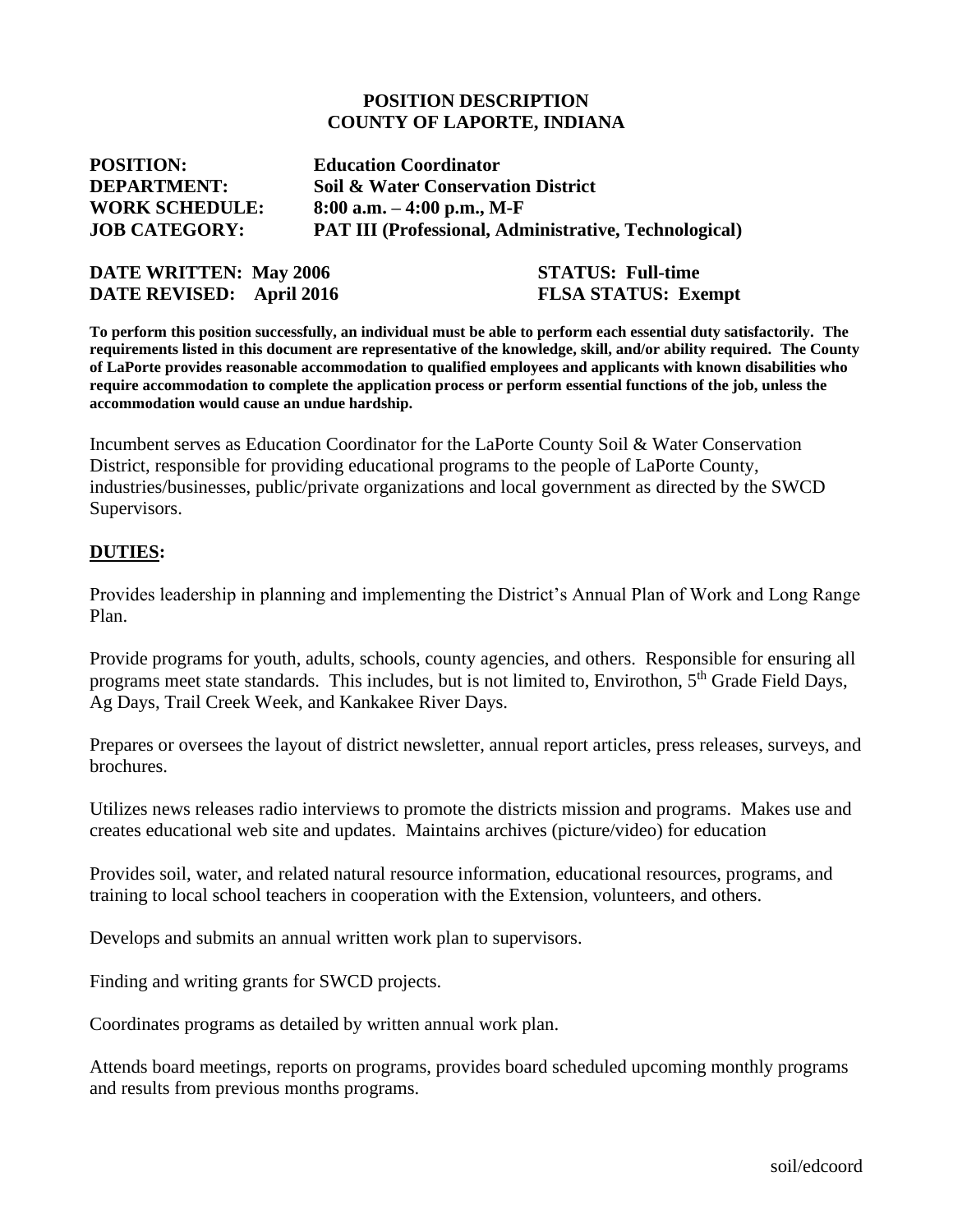**POSITION DESCRIPTION**
**COUNTY OF LAPORTE, INDIANA**

**POSITION:** **Education Coordinator**
**DEPARTMENT:** **Soil & Water Conservation District**
**WORK SCHEDULE:** **8:00 a.m. – 4:00 p.m., M-F**
**JOB CATEGORY:** **PAT III (Professional, Administrative, Technological)**

**DATE WRITTEN: May 2006** **STATUS: Full-time**
**DATE REVISED: April 2016** **FLSA STATUS: Exempt**

**To perform this position successfully, an individual must be able to perform each essential duty satisfactorily. The requirements listed in this document are representative of the knowledge, skill, and/or ability required. The County of LaPorte provides reasonable accommodation to qualified employees and applicants with known disabilities who require accommodation to complete the application process or perform essential functions of the job, unless the accommodation would cause an undue hardship.**

Incumbent serves as Education Coordinator for the LaPorte County Soil & Water Conservation District, responsible for providing educational programs to the people of LaPorte County, industries/businesses, public/private organizations and local government as directed by the SWCD Supervisors.

## DUTIES:

Provides leadership in planning and implementing the District's Annual Plan of Work and Long Range Plan.

Provide programs for youth, adults, schools, county agencies, and others. Responsible for ensuring all programs meet state standards. This includes, but is not limited to, Envirothon, 5th Grade Field Days, Ag Days, Trail Creek Week, and Kankakee River Days.

Prepares or oversees the layout of district newsletter, annual report articles, press releases, surveys, and brochures.

Utilizes news releases radio interviews to promote the districts mission and programs. Makes use and creates educational web site and updates. Maintains archives (picture/video) for education

Provides soil, water, and related natural resource information, educational resources, programs, and training to local school teachers in cooperation with the Extension, volunteers, and others.

Develops and submits an annual written work plan to supervisors.

Finding and writing grants for SWCD projects.

Coordinates programs as detailed by written annual work plan.

Attends board meetings, reports on programs, provides board scheduled upcoming monthly programs and results from previous months programs.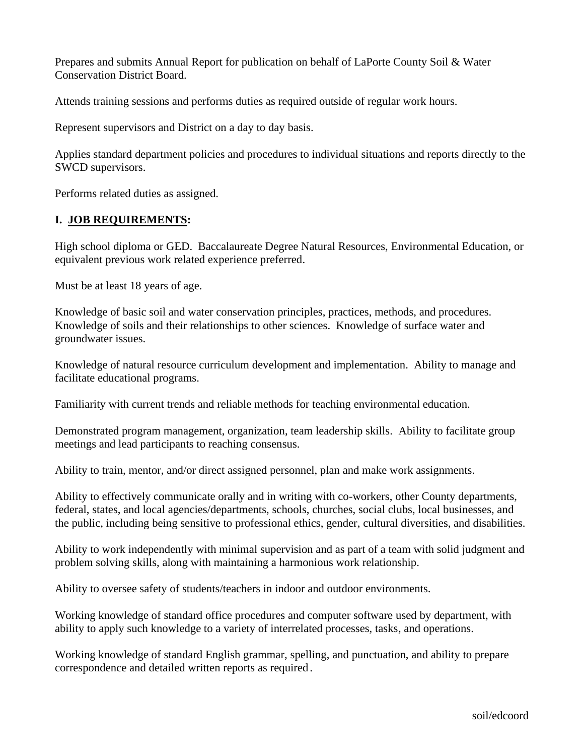Prepares and submits Annual Report for publication on behalf of LaPorte County Soil & Water Conservation District Board.

Attends training sessions and performs duties as required outside of regular work hours.

Represent supervisors and District on a day to day basis.

Applies standard department policies and procedures to individual situations and reports directly to the SWCD supervisors.

Performs related duties as assigned.

## I. <u>JOB REQUIREMENTS</u>:

High school diploma or GED. Baccalaureate Degree Natural Resources, Environmental Education, or equivalent previous work related experience preferred.

Must be at least 18 years of age.

Knowledge of basic soil and water conservation principles, practices, methods, and procedures. Knowledge of soils and their relationships to other sciences. Knowledge of surface water and groundwater issues.

Knowledge of natural resource curriculum development and implementation. Ability to manage and facilitate educational programs.

Familiarity with current trends and reliable methods for teaching environmental education.

Demonstrated program management, organization, team leadership skills. Ability to facilitate group meetings and lead participants to reaching consensus.

Ability to train, mentor, and/or direct assigned personnel, plan and make work assignments.

Ability to effectively communicate orally and in writing with co-workers, other County departments, federal, states, and local agencies/departments, schools, churches, social clubs, local businesses, and the public, including being sensitive to professional ethics, gender, cultural diversities, and disabilities.

Ability to work independently with minimal supervision and as part of a team with solid judgment and problem solving skills, along with maintaining a harmonious work relationship.

Ability to oversee safety of students/teachers in indoor and outdoor environments.

Working knowledge of standard office procedures and computer software used by department, with ability to apply such knowledge to a variety of interrelated processes, tasks, and operations.

Working knowledge of standard English grammar, spelling, and punctuation, and ability to prepare correspondence and detailed written reports as required.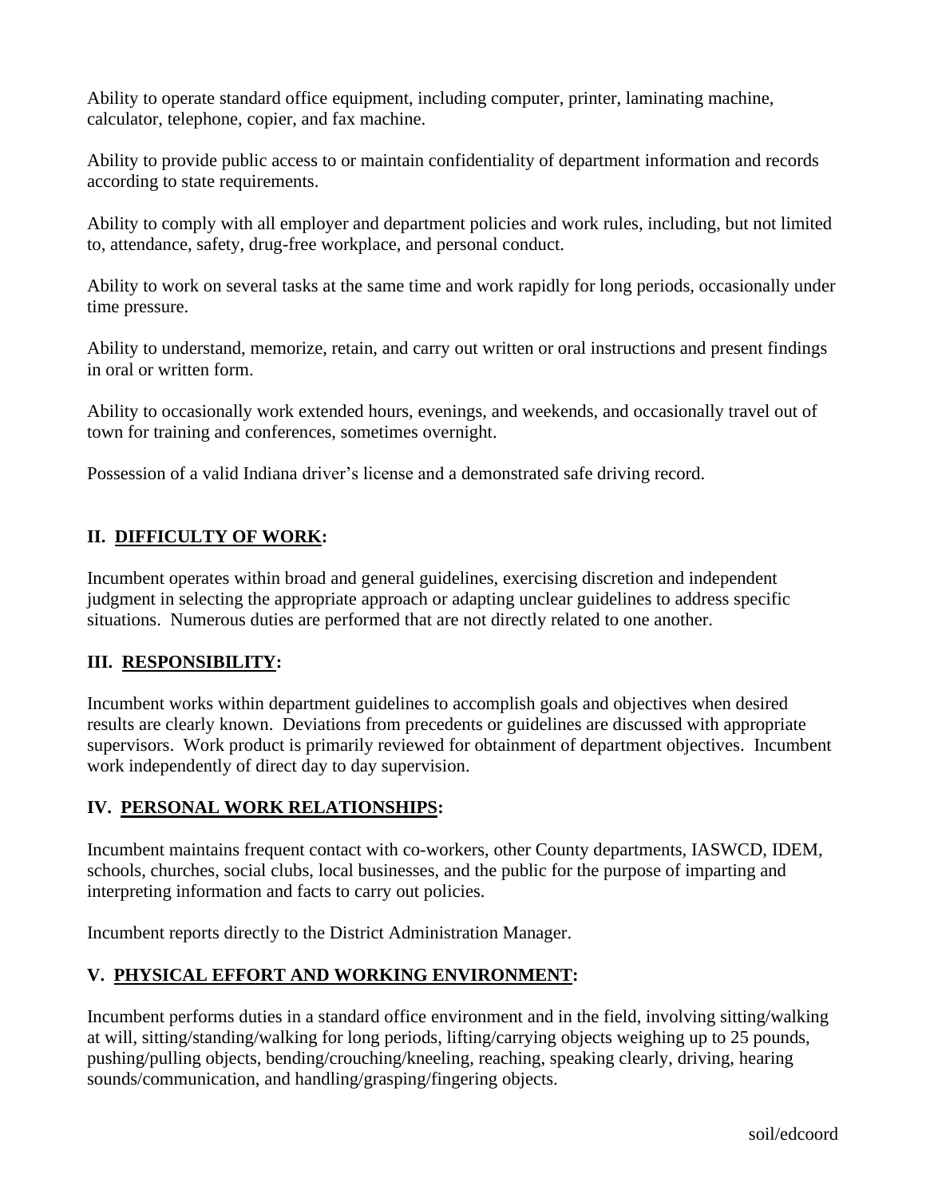Ability to operate standard office equipment, including computer, printer, laminating machine, calculator, telephone, copier, and fax machine.

Ability to provide public access to or maintain confidentiality of department information and records according to state requirements.

Ability to comply with all employer and department policies and work rules, including, but not limited to, attendance, safety, drug-free workplace, and personal conduct.

Ability to work on several tasks at the same time and work rapidly for long periods, occasionally under time pressure.

Ability to understand, memorize, retain, and carry out written or oral instructions and present findings in oral or written form.

Ability to occasionally work extended hours, evenings, and weekends, and occasionally travel out of town for training and conferences, sometimes overnight.

Possession of a valid Indiana driver's license and a demonstrated safe driving record.

## II. <u>DIFFICULTY OF WORK</u>:

Incumbent operates within broad and general guidelines, exercising discretion and independent judgment in selecting the appropriate approach or adapting unclear guidelines to address specific situations. Numerous duties are performed that are not directly related to one another.

## III. <u>RESPONSIBILITY</u>:

Incumbent works within department guidelines to accomplish goals and objectives when desired results are clearly known. Deviations from precedents or guidelines are discussed with appropriate supervisors. Work product is primarily reviewed for obtainment of department objectives. Incumbent work independently of direct day to day supervision.

## IV. <u>PERSONAL WORK RELATIONSHIPS</u>:

Incumbent maintains frequent contact with co-workers, other County departments, IASWCD, IDEM, schools, churches, social clubs, local businesses, and the public for the purpose of imparting and interpreting information and facts to carry out policies.

Incumbent reports directly to the District Administration Manager.

## V. <u>PHYSICAL EFFORT AND WORKING ENVIRONMENT</u>:

Incumbent performs duties in a standard office environment and in the field, involving sitting/walking at will, sitting/standing/walking for long periods, lifting/carrying objects weighing up to 25 pounds, pushing/pulling objects, bending/crouching/kneeling, reaching, speaking clearly, driving, hearing sounds/communication, and handling/grasping/fingering objects.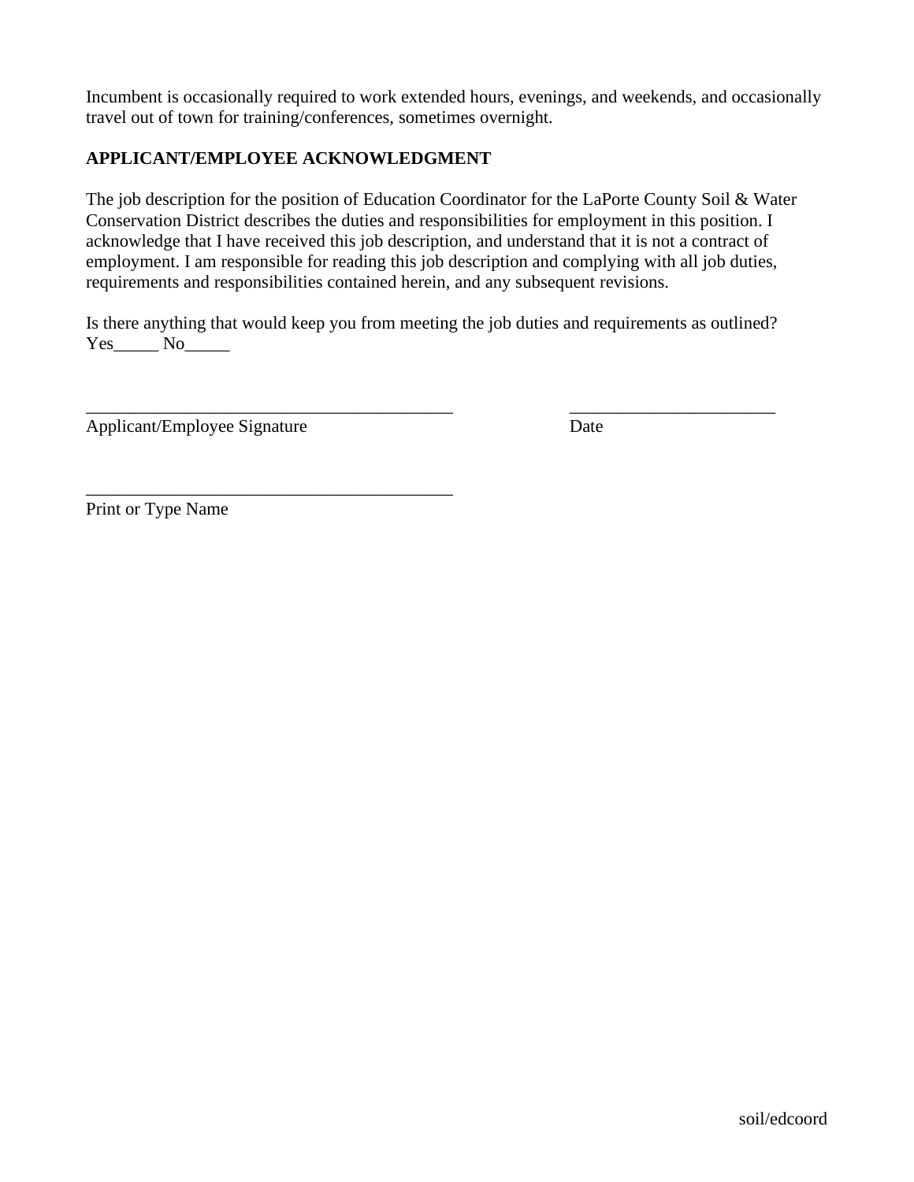Incumbent is occasionally required to work extended hours, evenings, and weekends, and occasionally travel out of town for training/conferences, sometimes overnight.

**APPLICANT/EMPLOYEE ACKNOWLEDGMENT**

The job description for the position of Education Coordinator for the LaPorte County Soil & Water Conservation District describes the duties and responsibilities for employment in this position. I acknowledge that I have received this job description, and understand that it is not a contract of employment. I am responsible for reading this job description and complying with all job duties, requirements and responsibilities contained herein, and any subsequent revisions.

Is there anything that would keep you from meeting the job duties and requirements as outlined?
Yes_____ No_____

___________________________________________ ________________________
Applicant/Employee Signature Date

___________________________________________
Print or Type Name

soil/edcoord